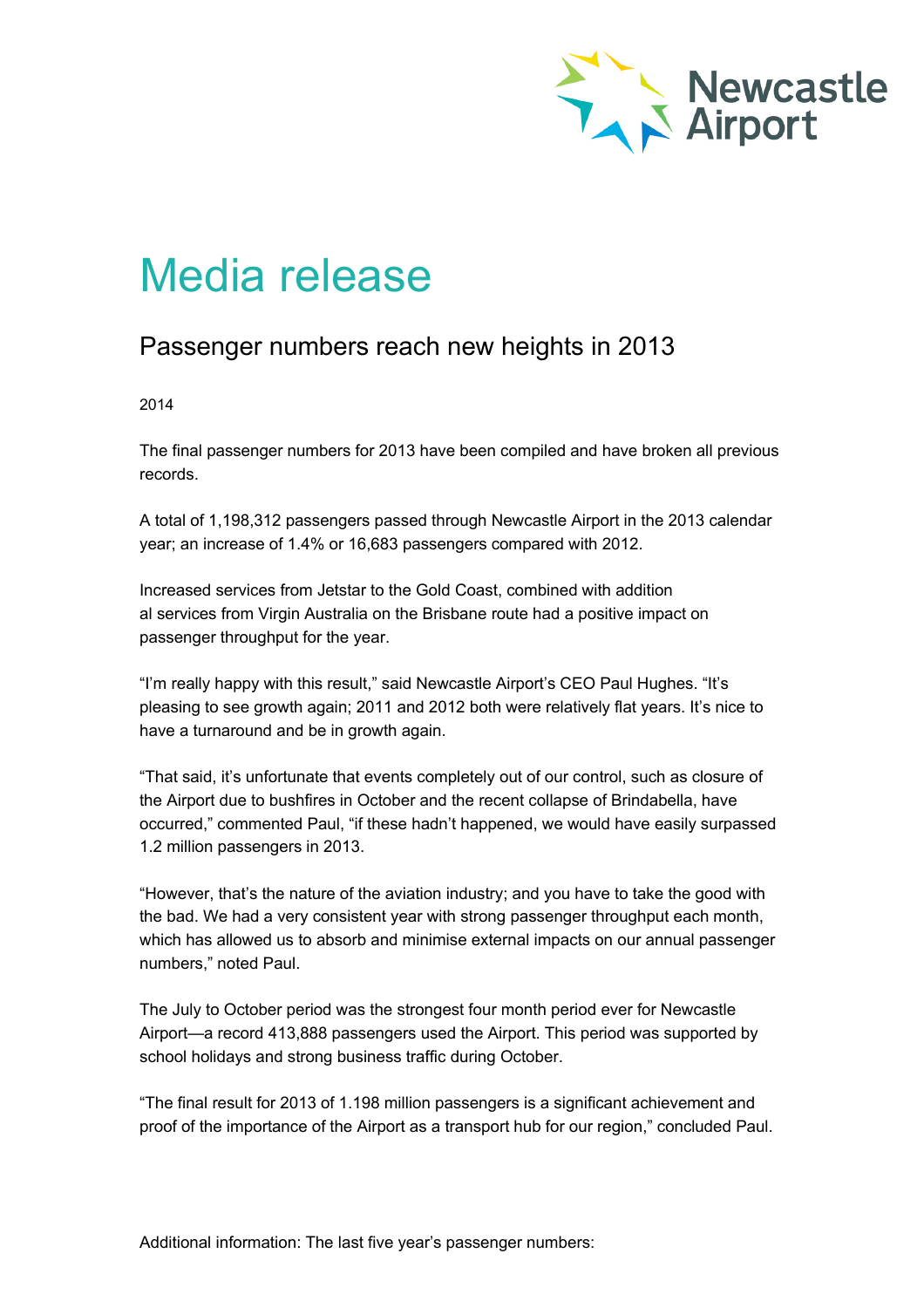# Media release

## Passenger numbers reach new heights in 2013

2014

The final passenger numbers for 2013 have been compiled and have broken all previous records.

A total of 1,198,312 passengers passed through Newcastle Airport in the 2013 calendar year; an increase of 1.4% or 16,683 passengers compared with 2012.

Increased services from Jetstar to the Gold Coast, combined with addition al services from Virgin Australia on the Brisbane route had a positive impact on passenger throughput for the year.

"I'm really happy with this result," said Newcastle Airport's CEO Paul Hughes. "It's pleasing to see growth again; 2011 and 2012 both were relatively flat years. It's nice to have a turnaround and be in growth again.

"That said, it's unfortunate that events completely out of our control, such as closure of the Airport due to bushfires in October and the recent collapse of Brindabella, have occurred," commented Paul, "if these hadn't happened, we would have easily surpassed 1.2 million passengers in 2013.

"However, that's the nature of the aviation industry; and you have to take the good with the bad. We had a very consistent year with strong passenger throughput each month, which has allowed us to absorb and minimise external impacts on our annual passenger numbers," noted Paul.

The July to October period was the strongest four month period ever for Newcastle Airport—a record 413,888 passengers used the Airport. This period was supported by school holidays and strong business traffic during October.

"The final result for 2013 of 1.198 million passengers is a significant achievement and proof of the importance of the Airport as a transport hub for our region," concluded Paul.

Additional information: The last five year's passenger numbers: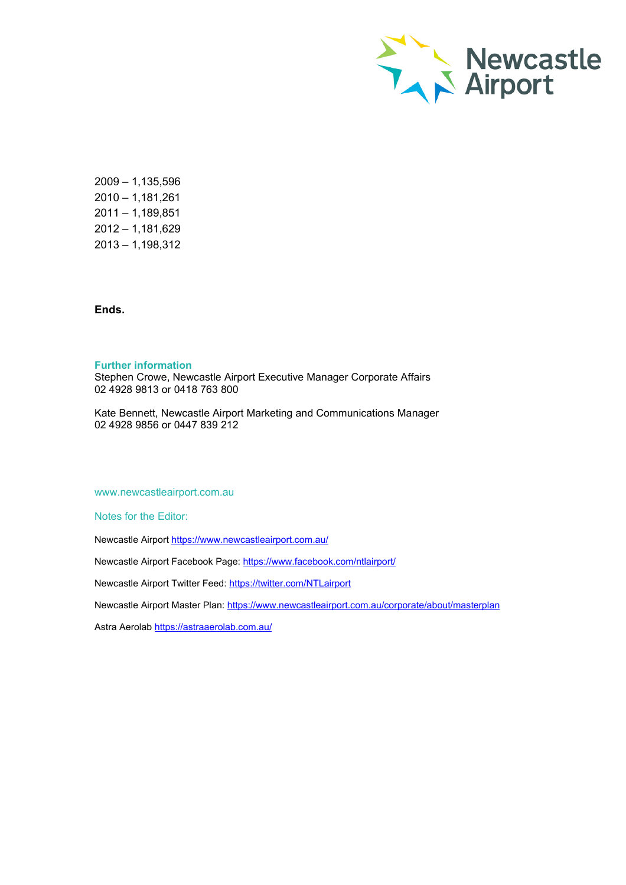2009 – 1,135,596
2010 – 1,181,261
2011 – 1,189,851
2012 – 1,181,629
2013 – 1,198,312

**Ends.**

**Further information**
Stephen Crowe, Newcastle Airport Executive Manager Corporate Affairs
02 4928 9813 or 0418 763 800

Kate Bennett, Newcastle Airport Marketing and Communications Manager
02 4928 9856 or 0447 839 212

www.newcastleairport.com.au

Notes for the Editor:

Newcastle Airport https://www.newcastleairport.com.au/

Newcastle Airport Facebook Page: https://www.facebook.com/ntlairport/

Newcastle Airport Twitter Feed: https://twitter.com/NTLairport

Newcastle Airport Master Plan: https://www.newcastleairport.com.au/corporate/about/masterplan

Astra Aerolab https://astraaerolab.com.au/